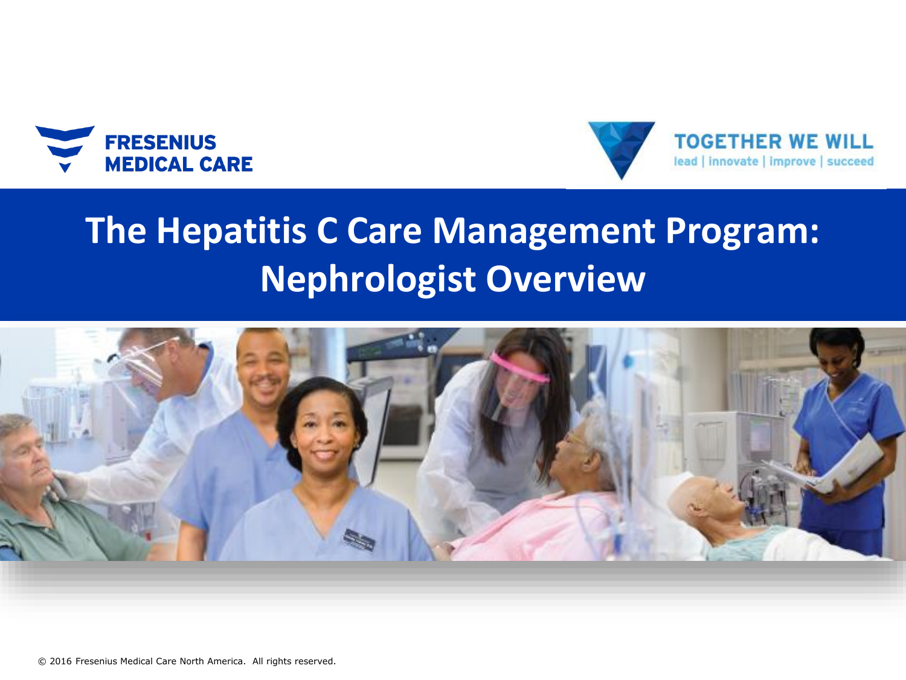FRESENIUS MEDICAL CARE

TOGETHER WE WILL
lead | innovate | improve | succeed

# The Hepatitis C Care Management Program: Nephrologist Overview

© 2016 Fresenius Medical Care North America. All rights reserved.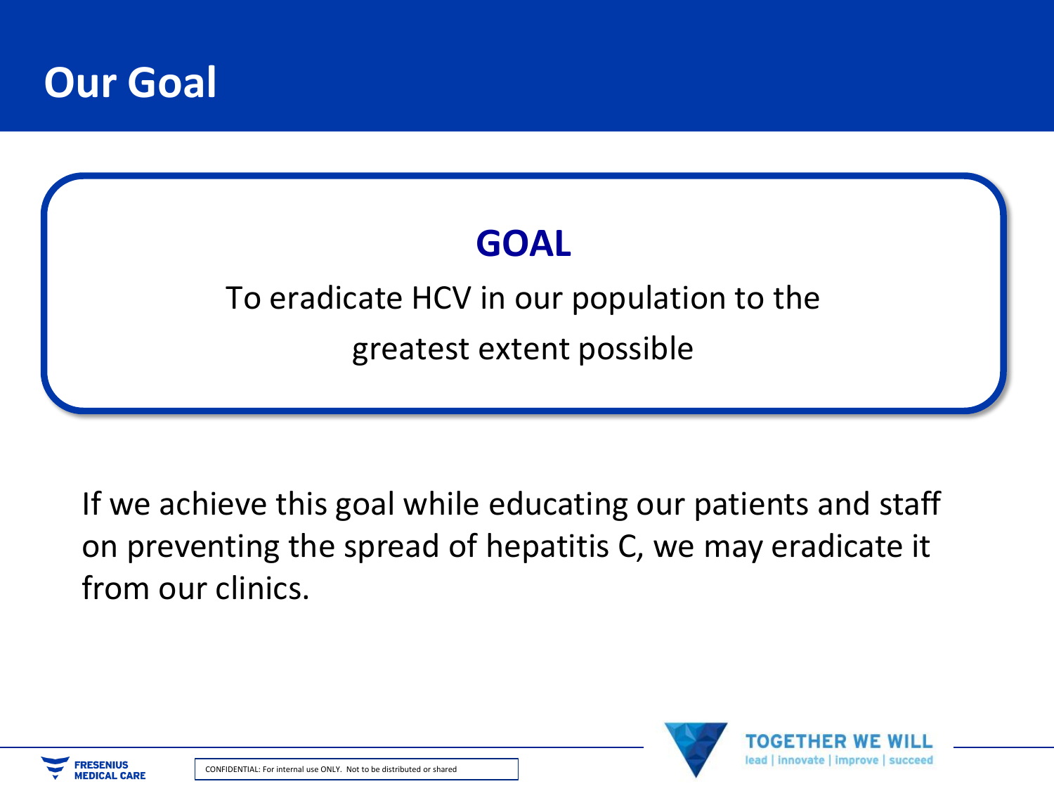# Our Goal

## GOAL

To eradicate HCV in our population to the greatest extent possible

If we achieve this goal while educating our patients and staff on preventing the spread of hepatitis C, we may eradicate it from our clinics.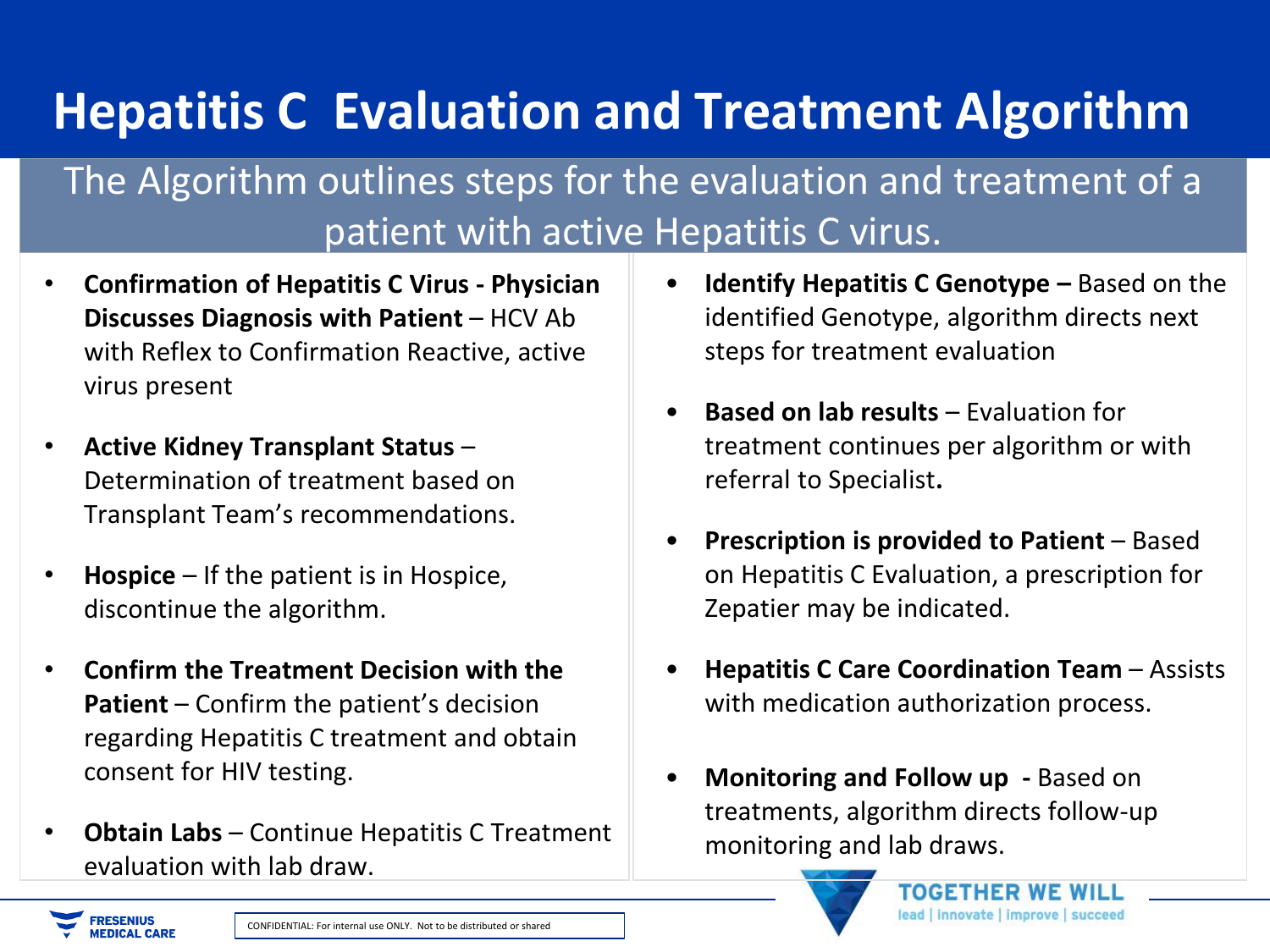# Hepatitis C Evaluation and Treatment Algorithm

The Algorithm outlines steps for the evaluation and treatment of a patient with active Hepatitis C virus.

- **Confirmation of Hepatitis C Virus - Physician Discusses Diagnosis with Patient** – HCV Ab with Reflex to Confirmation Reactive, active virus present
- **Active Kidney Transplant Status** – Determination of treatment based on Transplant Team's recommendations.
- **Hospice** – If the patient is in Hospice, discontinue the algorithm.
- **Confirm the Treatment Decision with the Patient** – Confirm the patient's decision regarding Hepatitis C treatment and obtain consent for HIV testing.
- **Obtain Labs** – Continue Hepatitis C Treatment evaluation with lab draw.
- **Identify Hepatitis C Genotype –** Based on the identified Genotype, algorithm directs next steps for treatment evaluation
- **Based on lab results** – Evaluation for treatment continues per algorithm or with referral to Specialist**.**
- **Prescription is provided to Patient** – Based on Hepatitis C Evaluation, a prescription for Zepatier may be indicated.
- **Hepatitis C Care Coordination Team** – Assists with medication authorization process.
- **Monitoring and Follow up -** Based on treatments, algorithm directs follow-up monitoring and lab draws.

FRESENIUS MEDICAL CARE

CONFIDENTIAL: For internal use ONLY. Not to be distributed or shared

TOGETHER WE WILL
lead | innovate | improve | succeed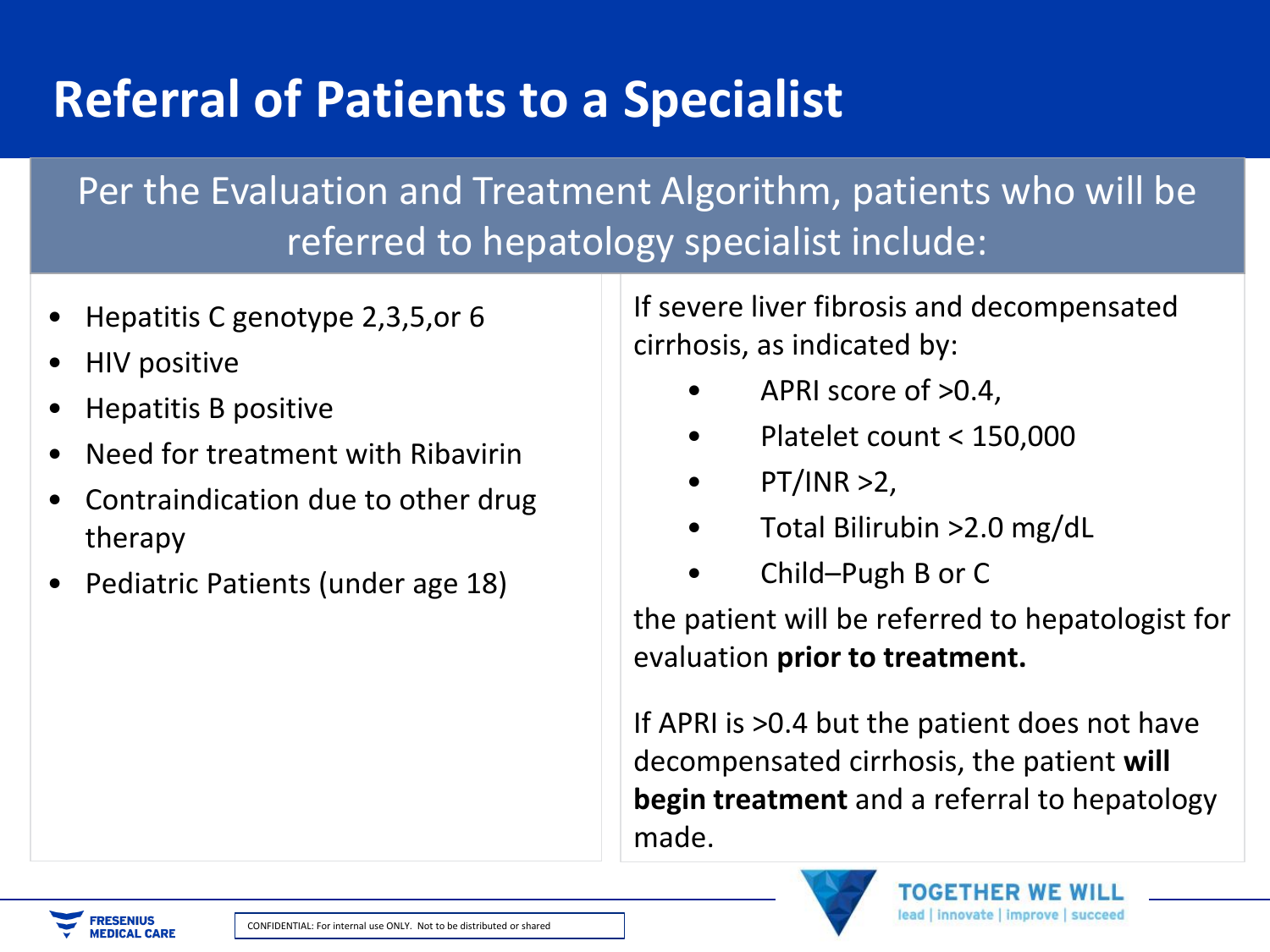# Referral of Patients to a Specialist

Per the Evaluation and Treatment Algorithm, patients who will be referred to hepatology specialist include:

- Hepatitis C genotype 2,3,5,or 6
- HIV positive
- Hepatitis B positive
- Need for treatment with Ribavirin
- Contraindication due to other drug therapy
- Pediatric Patients (under age 18)

If severe liver fibrosis and decompensated cirrhosis, as indicated by:

- APRI score of >0.4,
- Platelet count < 150,000
- PT/INR >2,
- Total Bilirubin >2.0 mg/dL
- Child–Pugh B or C

the patient will be referred to hepatologist for evaluation **prior to treatment.**

If APRI is >0.4 but the patient does not have decompensated cirrhosis, the patient **will begin treatment** and a referral to hepatology made.

CONFIDENTIAL: For internal use ONLY. Not to be distributed or shared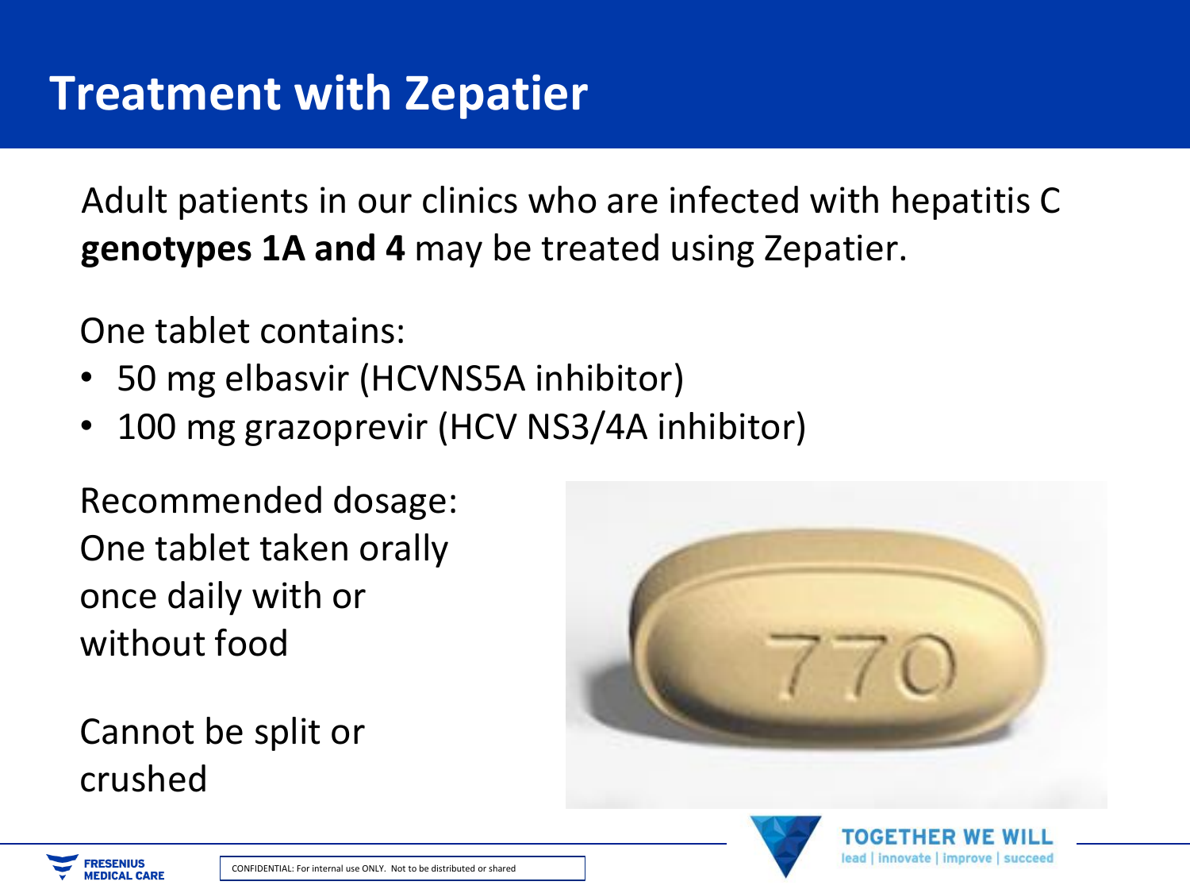# Treatment with Zepatier

Adult patients in our clinics who are infected with hepatitis C **genotypes 1A and 4** may be treated using Zepatier.

One tablet contains:

- 50 mg elbasvir (HCVNS5A inhibitor)
- 100 mg grazoprevir (HCV NS3/4A inhibitor)

Recommended dosage: One tablet taken orally once daily with or without food

Cannot be split or crushed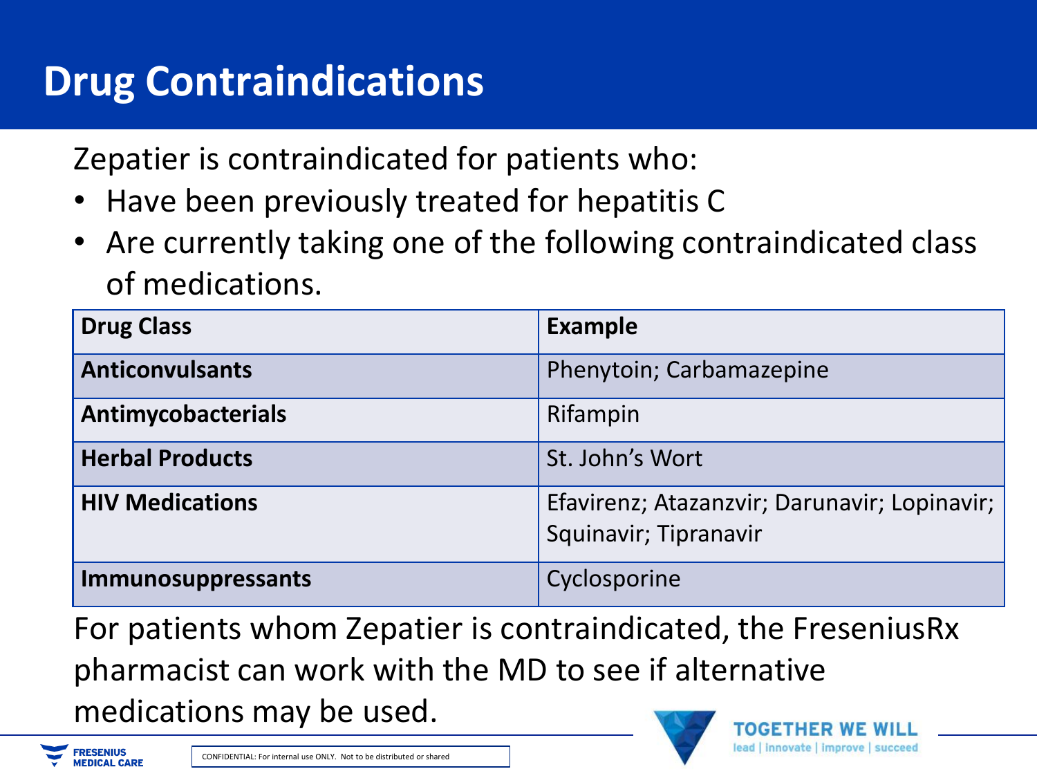# Drug Contraindications

Zepatier is contraindicated for patients who:

- Have been previously treated for hepatitis C
- Are currently taking one of the following contraindicated class of medications.

| Drug Class | Example |
| --- | --- |
| **Anticonvulsants** | Phenytoin; Carbamazepine |
| **Antimycobacterials** | Rifampin |
| **Herbal Products** | St. John's Wort |
| **HIV Medications** | Efavirenz; Atazanzvir; Darunavir; Lopinavir; Squinavir; Tipranavir |
| **Immunosuppressants** | Cyclosporine |

For patients whom Zepatier is contraindicated, the FreseniusRx pharmacist can work with the MD to see if alternative medications may be used.

CONFIDENTIAL: For internal use ONLY. Not to be distributed or shared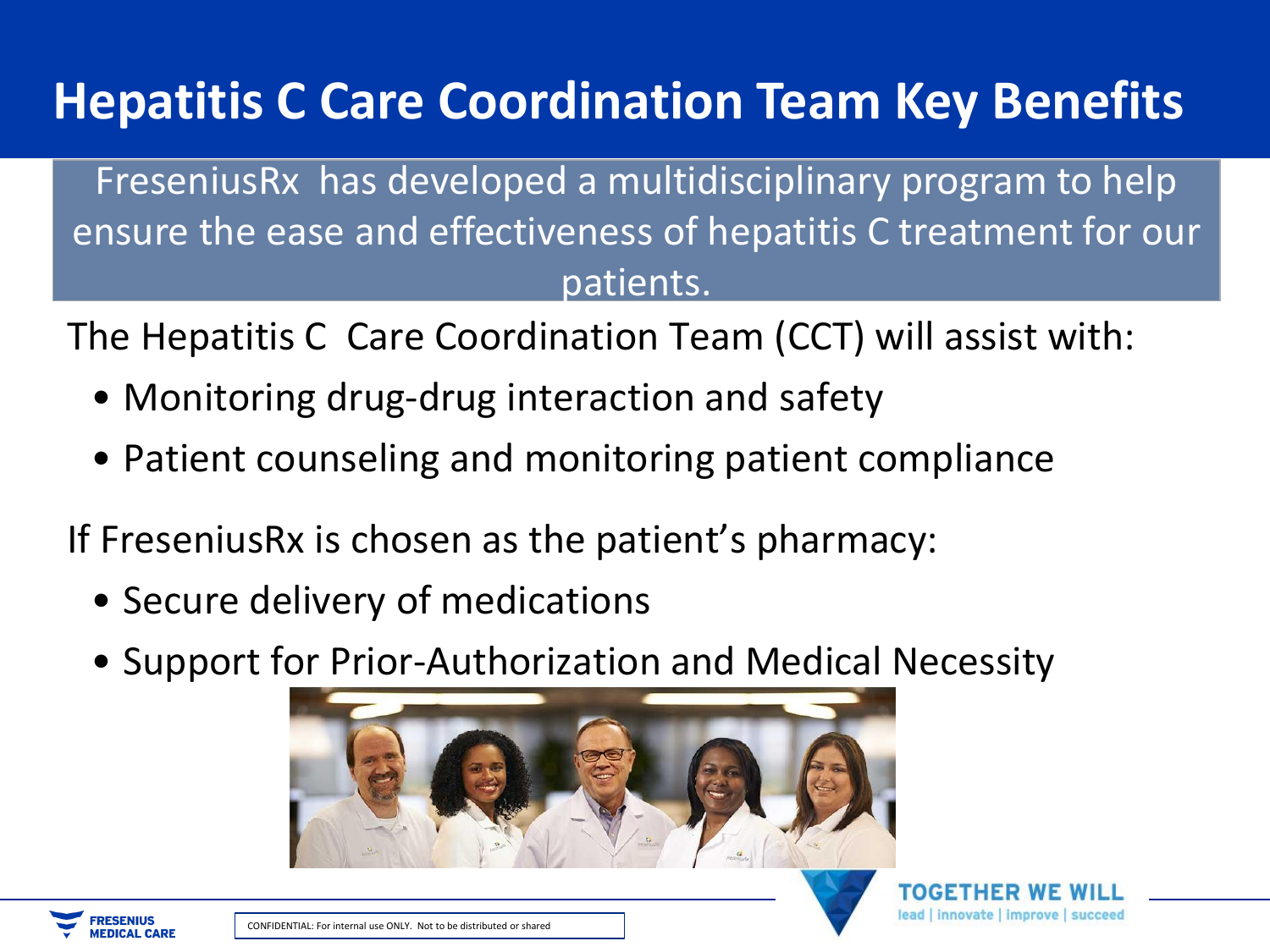# Hepatitis C Care Coordination Team Key Benefits

FreseniusRx has developed a multidisciplinary program to help ensure the ease and effectiveness of hepatitis C treatment for our patients.

The Hepatitis C Care Coordination Team (CCT) will assist with:

- Monitoring drug-drug interaction and safety
- Patient counseling and monitoring patient compliance

If FreseniusRx is chosen as the patient's pharmacy:

- Secure delivery of medications
- Support for Prior-Authorization and Medical Necessity

CONFIDENTIAL: For internal use ONLY. Not to be distributed or shared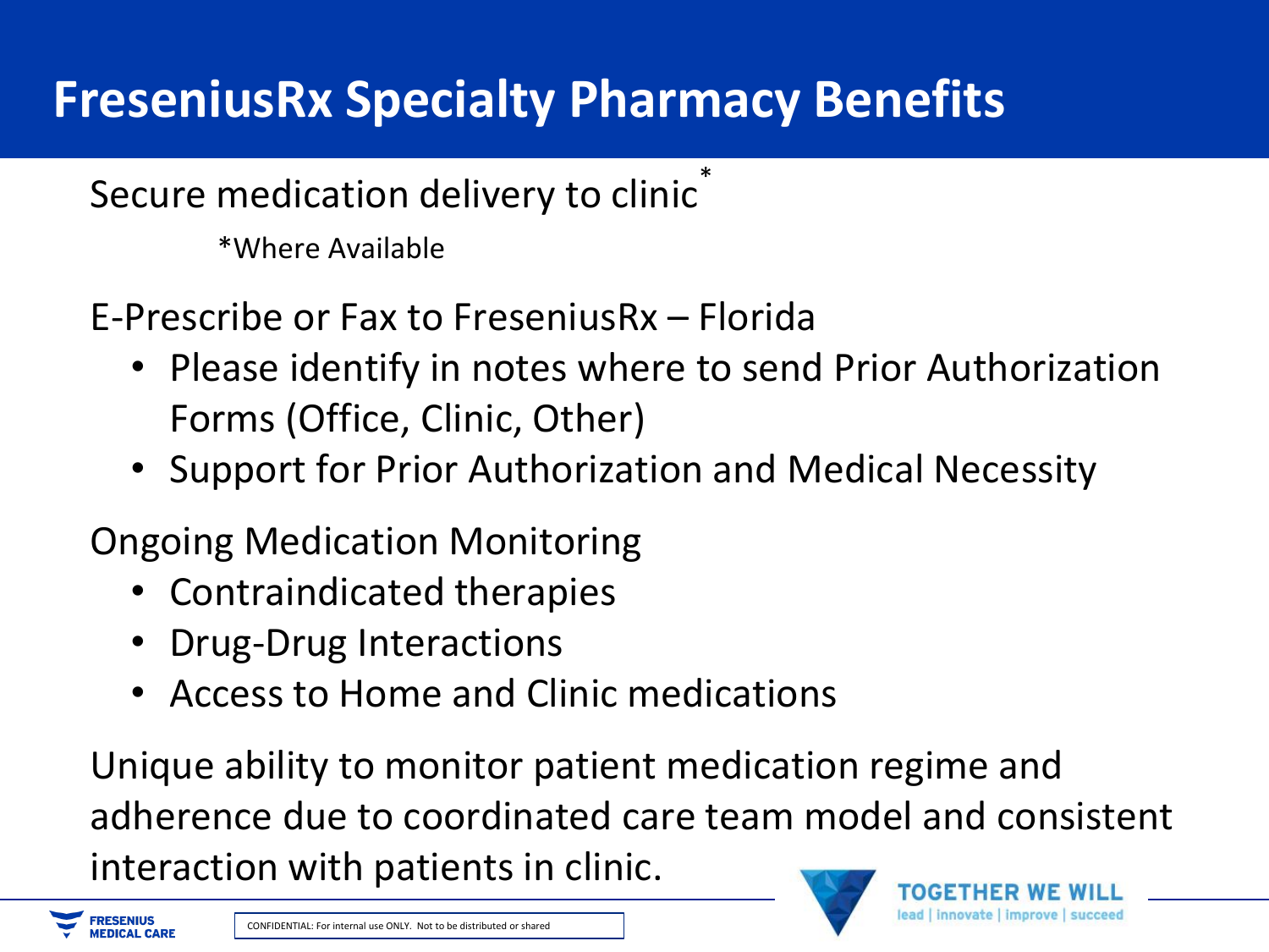# FreseniusRx Specialty Pharmacy Benefits

Secure medication delivery to clinic*

*Where Available

E-Prescribe or Fax to FreseniusRx – Florida

- Please identify in notes where to send Prior Authorization Forms (Office, Clinic, Other)
- Support for Prior Authorization and Medical Necessity

Ongoing Medication Monitoring

- Contraindicated therapies
- Drug-Drug Interactions
- Access to Home and Clinic medications

Unique ability to monitor patient medication regime and adherence due to coordinated care team model and consistent interaction with patients in clinic.

CONFIDENTIAL: For internal use ONLY. Not to be distributed or shared

TOGETHER WE WILL
lead | innovate | improve | succeed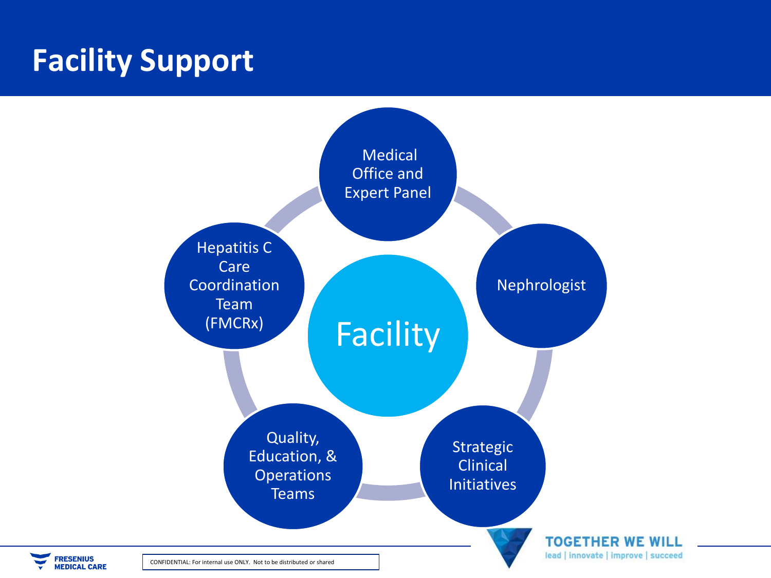# Facility Support

Facility

Medical Office and Expert Panel

Nephrologist

Strategic Clinical Initiatives

Quality, Education, & Operations Teams

Hepatitis C Care Coordination Team (FMCRx)

CONFIDENTIAL: For internal use ONLY. Not to be distributed or shared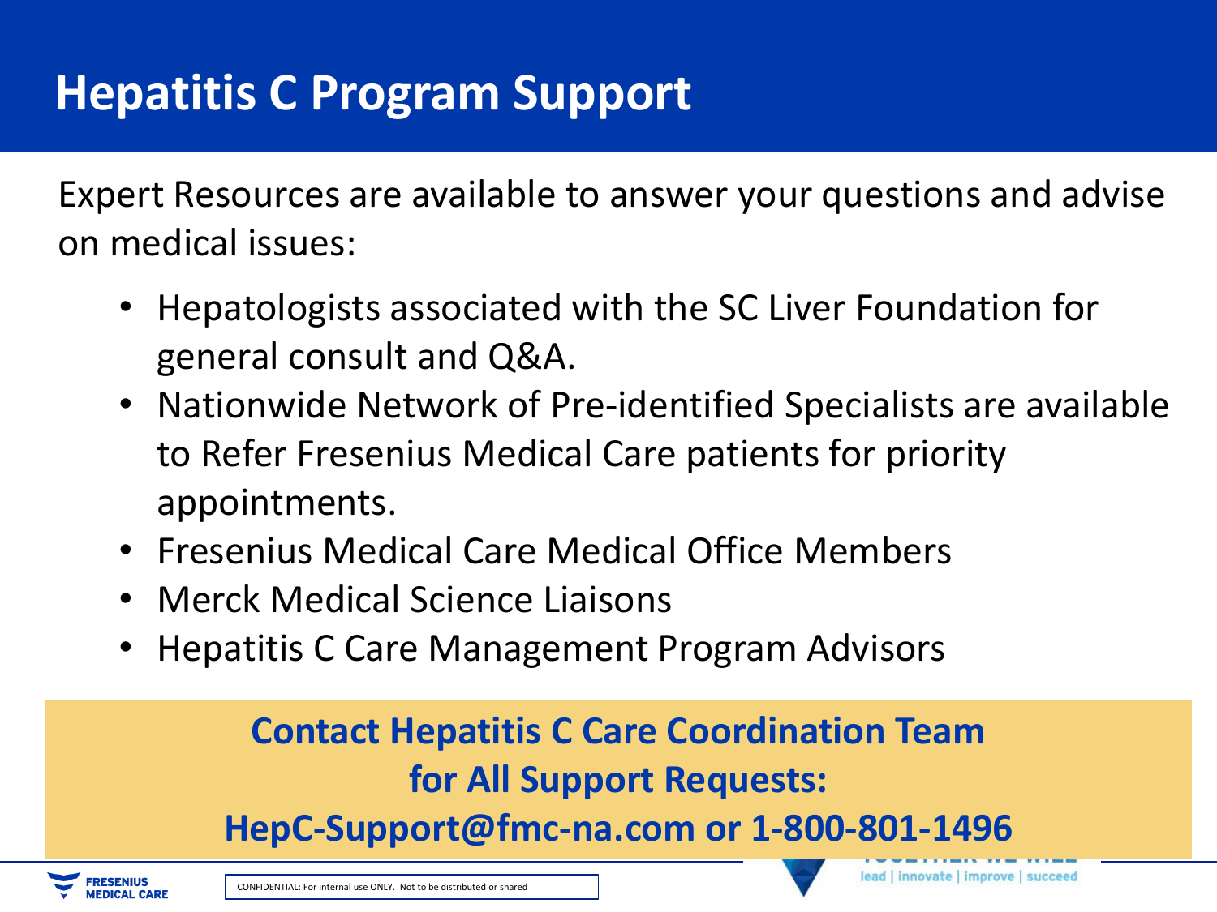# Hepatitis C Program Support

Expert Resources are available to answer your questions and advise on medical issues:

- Hepatologists associated with the SC Liver Foundation for general consult and Q&A.
- Nationwide Network of Pre-identified Specialists are available to Refer Fresenius Medical Care patients for priority appointments.
- Fresenius Medical Care Medical Office Members
- Merck Medical Science Liaisons
- Hepatitis C Care Management Program Advisors

**Contact Hepatitis C Care Coordination Team for All Support Requests:**

**HepC-Support@fmc-na.com or 1-800-801-1496**

CONFIDENTIAL: For internal use ONLY. Not to be distributed or shared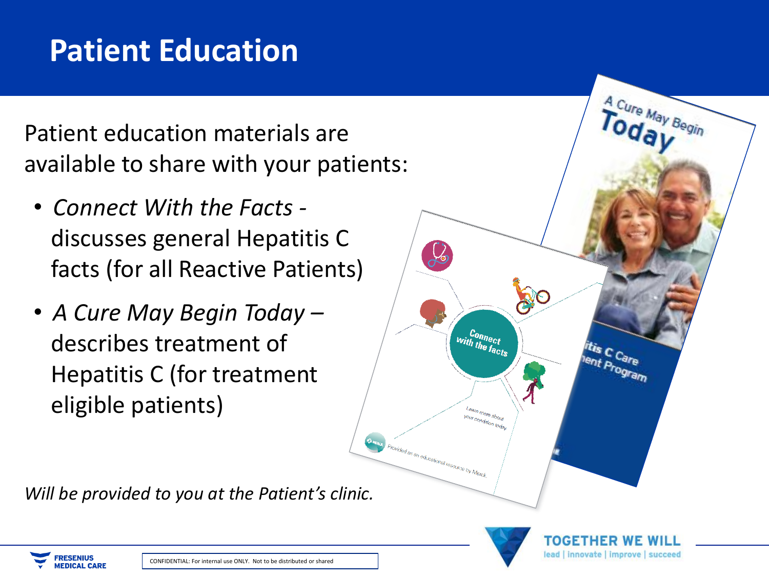# Patient Education

Patient education materials are available to share with your patients:

- *Connect With the Facts* - discusses general Hepatitis C facts (for all Reactive Patients)
- *A Cure May Begin Today* – describes treatment of Hepatitis C (for treatment eligible patients)

*Will be provided to you at the Patient's clinic.*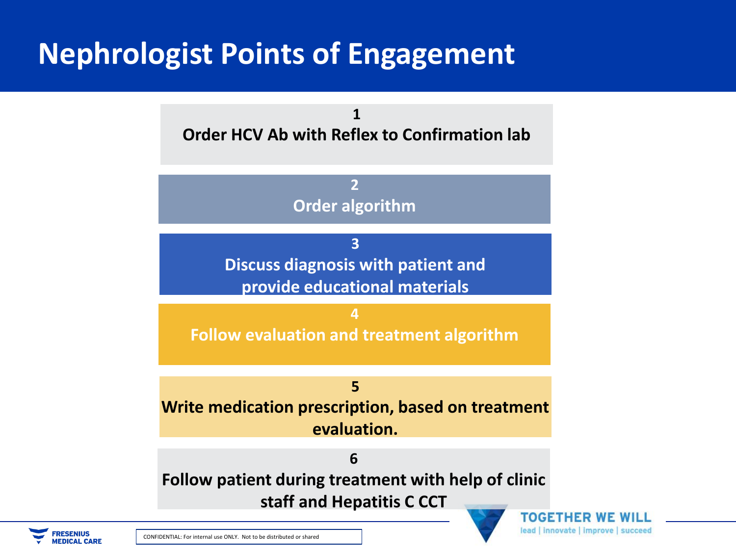# Nephrologist Points of Engagement

**1**
**Order HCV Ab with Reflex to Confirmation lab**

**2**
**Order algorithm**

**3**
**Discuss diagnosis with patient and provide educational materials**

**4**
**Follow evaluation and treatment algorithm**

**5**
**Write medication prescription, based on treatment evaluation.**

**6**
**Follow patient during treatment with help of clinic staff and Hepatitis C CCT**

TOGETHER WE WILL
lead | innovate | improve | succeed

FRESENIUS MEDICAL CARE

CONFIDENTIAL: For internal use ONLY. Not to be distributed or shared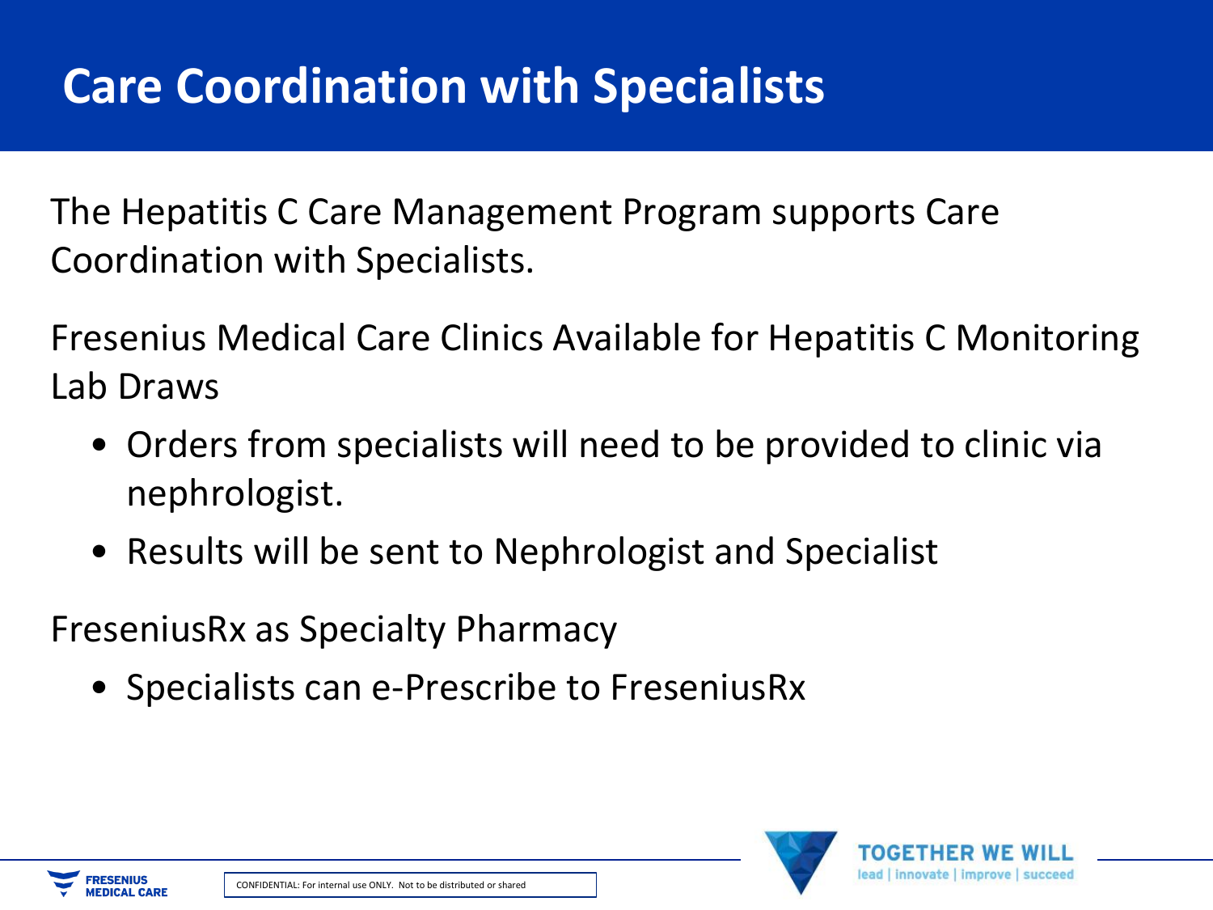# Care Coordination with Specialists

The Hepatitis C Care Management Program supports Care Coordination with Specialists.

Fresenius Medical Care Clinics Available for Hepatitis C Monitoring Lab Draws

- Orders from specialists will need to be provided to clinic via nephrologist.
- Results will be sent to Nephrologist and Specialist

FreseniusRx as Specialty Pharmacy

- Specialists can e-Prescribe to FreseniusRx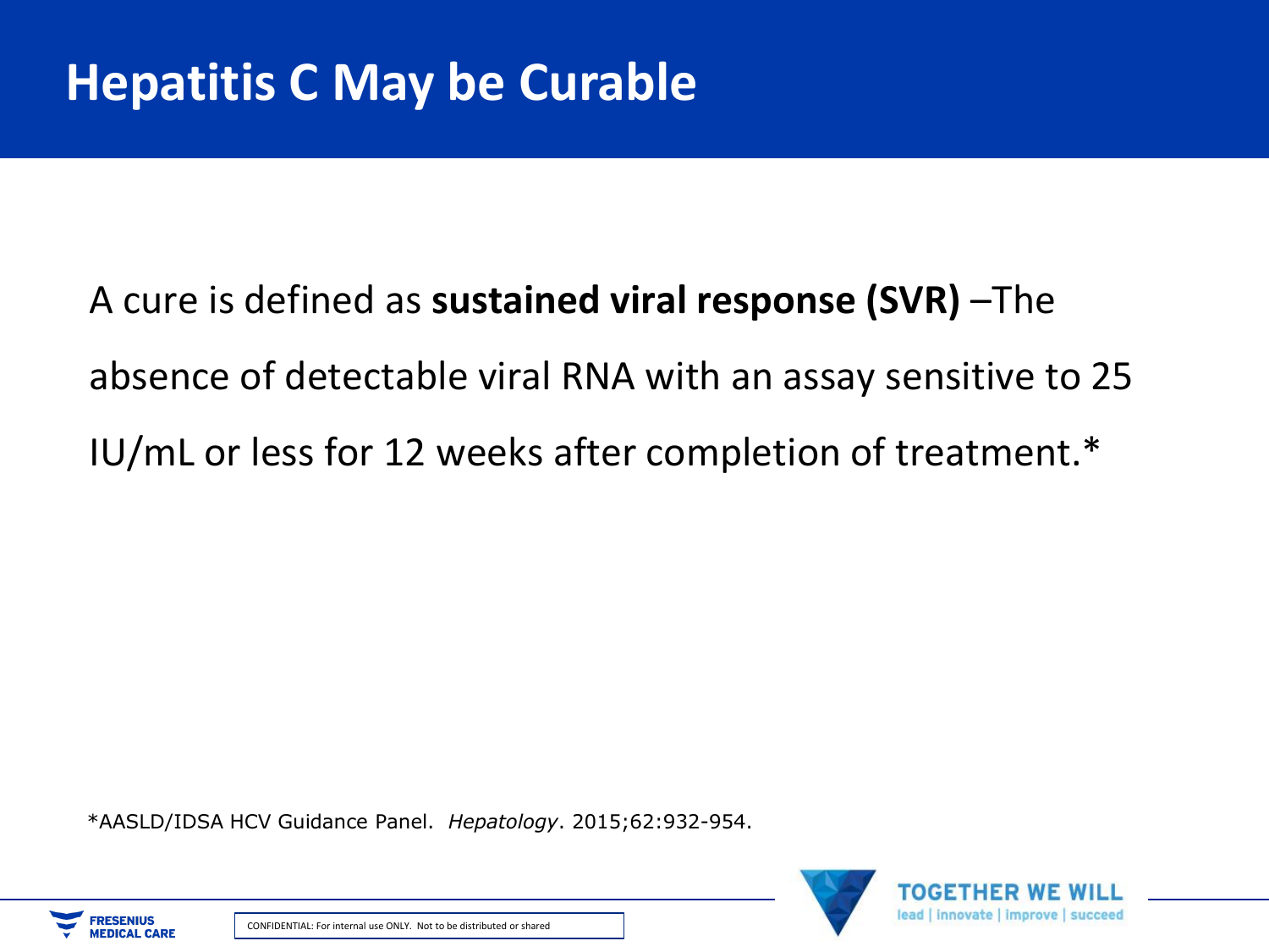# Hepatitis C May be Curable

A cure is defined as **sustained viral response (SVR)** –The absence of detectable viral RNA with an assay sensitive to 25 IU/mL or less for 12 weeks after completion of treatment.*

*AASLD/IDSA HCV Guidance Panel. *Hepatology*. 2015;62:932-954.